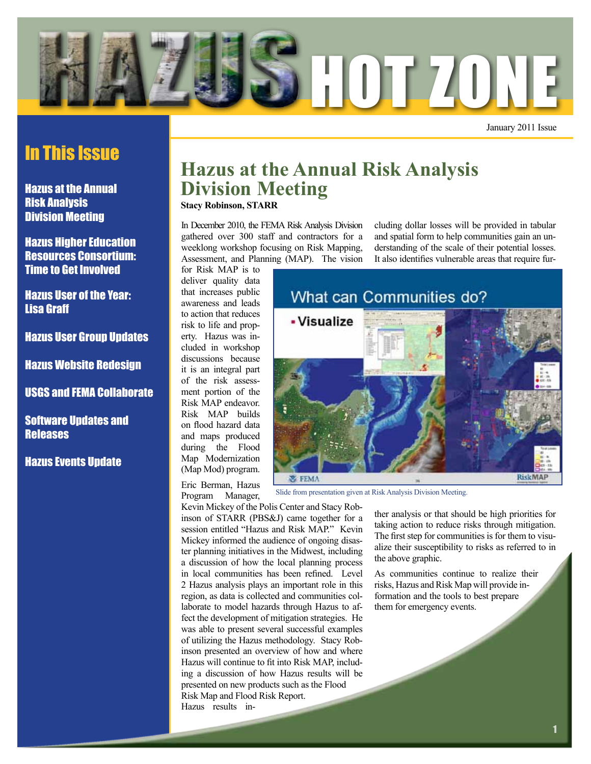# HAZUS HOT ZONE

January 2011 Issue

## In This Issue

- Hazus at the Annual Risk Analysis Division Meeting
- Hazus Higher Education Resources Consortium: Time to Get Involved
- Hazus User of the Year: Lisa Graff
- Hazus User Group Updates
- Hazus Website Redesign
- USGS and FEMA Collaborate
- Software Updates and Releases
- Hazus Events Update

## Hazus at the Annual Risk Analysis Division Meeting

**Stacy Robinson, STARR**

In December 2010, the FEMA Risk Analysis Division gathered over 300 staff and contractors for a weeklong workshop focusing on Risk Mapping, Assessment, and Planning (MAP). The vision for Risk MAP is to deliver quality data that increases public awareness and leads to action that reduces risk to life and property. Hazus was included in workshop discussions because it is an integral part of the risk assessment portion of the Risk MAP endeavor. Risk MAP builds on flood hazard data and maps produced during the Flood Map Modernization (Map Mod) program.

Eric Berman, Hazus Program Manager, Kevin Mickey of the Polis Center and Stacy Robinson of STARR (PBS&J) came together for a session entitled "Hazus and Risk MAP." Kevin Mickey informed the audience of ongoing disaster planning initiatives in the Midwest, including a discussion of how the local planning process in local communities has been refined. Level 2 Hazus analysis plays an important role in this region, as data is collected and communities collaborate to model hazards through Hazus to affect the development of mitigation strategies. He was able to present several successful examples of utilizing the Hazus methodology. Stacy Robinson presented an overview of how and where Hazus will continue to fit into Risk MAP, including a discussion of how Hazus results will be presented on new products such as the Flood Risk Map and Flood Risk Report. Hazus results including dollar losses will be provided in tabular and spatial form to help communities gain an understanding of the scale of their potential losses. It also identifies vulnerable areas that require further analysis or that should be high priorities for taking action to reduce risks through mitigation. The first step for communities is for them to visualize their susceptibility to risks as referred to in the above graphic.

Slide from presentation given at Risk Analysis Division Meeting.

As communities continue to realize their risks, Hazus and Risk Map will provide information and the tools to best prepare them for emergency events.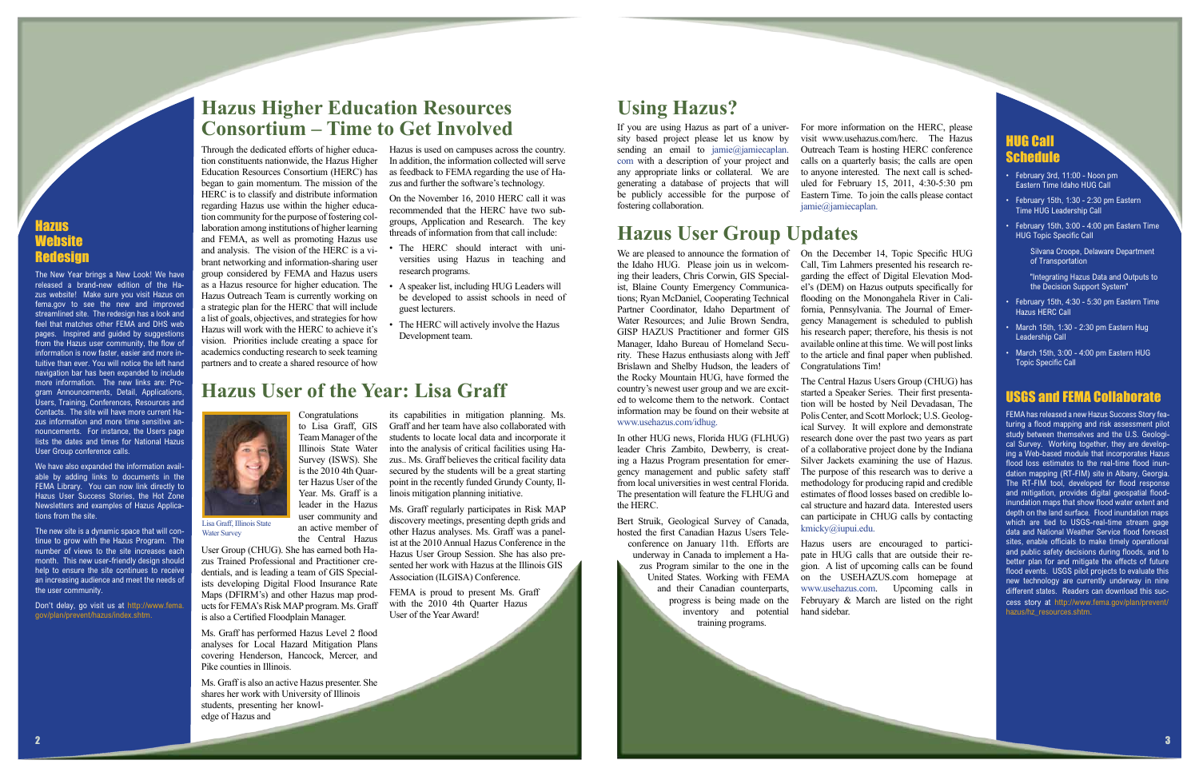## Hazus Website Redesign

The New Year brings a New Look! We have released a brand-new edition of the Hazus website! Make sure you visit Hazus on fema.gov to see the new and improved streamlined site. The redesign has a look and feel that matches other FEMA and DHS web pages. Inspired and guided by suggestions from the Hazus user community, the flow of information is now faster, easier and more intuitive than ever. You will notice the left hand navigation bar has been expanded to include more information. The new links are: Program Announcements, Detail, Applications, Users, Training, Conferences, Resources and Contacts. The site will have more current Hazus information and more time sensitive announcements. For instance, the Users page lists the dates and times for National Hazus User Group conference calls.

We have also expanded the information available by adding links to documents in the FEMA Library. You can now link directly to Hazus User Success Stories, the Hot Zone Newsletters and examples of Hazus Applications from the site.

The new site is a dynamic space that will continue to grow with the Hazus Program. The number of views to the site increases each month. This new user-friendly design should help to ensure the site continues to receive an increasing audience and meet the needs of the user community.

Don't delay, go visit us at http://www.fema.gov/plan/prevent/hazus/index.shtm.

# Hazus Higher Education Resources Consortium – Time to Get Involved

Through the dedicated efforts of higher education constituents nationwide, the Hazus Higher Education Resources Consortium (HERC) has began to gain momentum. The mission of the HERC is to classify and distribute information regarding Hazus use within the higher education community for the purpose of fostering collaboration among institutions of higher learning and FEMA, as well as promoting Hazus use and analysis. The vision of the HERC is a vibrant networking and information-sharing user group considered by FEMA and Hazus users as a Hazus resource for higher education. The Hazus Outreach Team is currently working on a strategic plan for the HERC that will include a list of goals, objectives, and strategies for how Hazus will work with the HERC to achieve it's vision. Priorities include creating a space for academics conducting research to seek teaming partners and to create a shared resource of how Hazus is used on campuses across the country. In addition, the information collected will serve as feedback to FEMA regarding the use of Hazus and further the software's technology.

On the November 16, 2010 HERC call it was recommended that the HERC have two subgroups, Application and Research. The key threads of information from that call include:

- The HERC should interact with universities using Hazus in teaching and research programs.
- A speaker list, including HUG Leaders will be developed to assist schools in need of guest lecturers.
- The HERC will actively involve the Hazus Development team.

# Hazus User of the Year: Lisa Graff

Lisa Graff, Illinois State Water Survey

Congratulations to Lisa Graff, GIS Team Manager of the Illinois State Water Survey (ISWS). She is the 2010 4th Quarter Hazus User of the Year. Ms. Graff is a leader in the Hazus user community and an active member of the Central Hazus User Group (CHUG). She has earned both Hazus Trained Professional and Practitioner credentials, and is leading a team of GIS Specialists developing Digital Flood Insurance Rate Maps (DFIRM's) and other Hazus map products for FEMA's Risk MAP program. Ms. Graff is also a Certified Floodplain Manager.

Ms. Graff has performed Hazus Level 2 flood analyses for Local Hazard Mitigation Plans covering Henderson, Hancock, Mercer, and Pike counties in Illinois.

Ms. Graff is also an active Hazus presenter. She shares her work with University of Illinois students, presenting her knowledge of Hazus and its capabilities in mitigation planning. Ms. Graff and her team have also collaborated with students to locate local data and incorporate it into the analysis of critical facilities using Hazus.. Ms. Graff believes the critical facility data secured by the students will be a great starting point in the recently funded Grundy County, Illinois mitigation planning initiative.

Ms. Graff regularly participates in Risk MAP discovery meetings, presenting depth grids and other Hazus analyses. Ms. Graff was a panelist at the 2010 Annual Hazus Conference in the Hazus User Group Session. She has also presented her work with Hazus at the Illinois GIS Association (ILGISA) Conference.

FEMA is proud to present Ms. Graff with the 2010 4th Quarter Hazus User of the Year Award!

# Using Hazus?

If you are using Hazus as part of a university based project please let us know by sending an email to jamie@jamiecaplan.com with a description of your project and any appropriate links or collateral. We are generating a database of projects that will be publicly accessible for the purpose of fostering collaboration.

For more information on the HERC, please visit www.usehazus.com/herc. The Hazus Outreach Team is hosting HERC conference calls on a quarterly basis; the calls are open to anyone interested. The next call is scheduled for February 15, 2011, 4:30-5:30 pm Eastern Time. To join the calls please contact jamie@jamiecaplan.

# Hazus User Group Updates

We are pleased to announce the formation of the Idaho HUG. Please join us in welcoming their leaders, Chris Corwin, GIS Specialist, Blaine County Emergency Communications; Ryan McDaniel, Cooperating Technical Partner Coordinator, Idaho Department of Water Resources; and Julie Brown Sendra, GISP HAZUS Practitioner and former GIS Manager, Idaho Bureau of Homeland Security. These Hazus enthusiasts along with Jeff Brislawn and Shelby Hudson, the leaders of the Rocky Mountain HUG, have formed the country's newest user group and we are excited to welcome them to the network. Contact information may be found on their website at www.usehazus.com/idhug.

In other HUG news, Florida HUG (FLHUG) leader Chris Zambito, Dewberry, is creating a Hazus Program presentation for emergency management and public safety staff from local universities in west central Florida. The presentation will feature the FLHUG and the HERC.

Bert Struik, Geological Survey of Canada, hosted the first Canadian Hazus Users Teleconference on January 11th. Efforts are underway in Canada to implement a Hazus Program similar to the one in the United States. Working with FEMA and their Canadian counterparts, progress is being made on the inventory and potential training programs.

On the December 14, Topic Specific HUG Call, Tim Lahmers presented his research regarding the effect of Digital Elevation Model's (DEM) on Hazus outputs specifically for flooding on the Monongahela River in California, Pennsylvania. The Journal of Emergency Management is scheduled to publish his research paper; therefore, his thesis is not available online at this time. We will post links to the article and final paper when published. Congratulations Tim!

The Central Hazus Users Group (CHUG) has started a Speaker Series. Their first presentation will be hosted by Neil Devadasan, The Polis Center, and Scott Morlock; U.S. Geological Survey. It will explore and demonstrate research done over the past two years as part of a collaborative project done by the Indiana Silver Jackets examining the use of Hazus. The purpose of this research was to derive a methodology for producing rapid and credible estimates of flood losses based on credible local structure and hazard data. Interested users can participate in CHUG calls by contacting kmicky@iupui.edu.

Hazus users are encouraged to participate in HUG calls that are outside their region. A list of upcoming calls can be found on the USEHAZUS.com homepage at www.usehazus.com. Upcoming calls in February & March are listed on the right hand sidebar.

## HUG Call Schedule

- February 3rd, 11:00 - Noon pm Eastern Time Idaho HUG Call
- February 15th, 1:30 - 2:30 pm Eastern Time HUG Leadership Call
- February 15th, 3:00 - 4:00 pm Eastern Time HUG Topic Specific Call

  Silvana Croope, Delaware Department of Transportation

  "Integrating Hazus Data and Outputs to the Decision Support System"
- February 15th, 4:30 - 5:30 pm Eastern Time Hazus HERC Call
- March 15th, 1:30 - 2:30 pm Eastern Hug Leadership Call
- March 15th, 3:00 - 4:00 pm Eastern HUG Topic Specific Call

## USGS and FEMA Collaborate

FEMA has released a new Hazus Success Story featuring a flood mapping and risk assessment pilot study between themselves and the U.S. Geological Survey. Working together, they are developing a Web-based module that incorporates Hazus flood loss estimates to the real-time flood inundation mapping (RT-FIM) site in Albany, Georgia. The RT-FIM tool, developed for flood response and mitigation, provides digital geospatial flood-inundation maps that show flood water extent and depth on the land surface. Flood inundation maps which are tied to USGS-real-time stream gage data and National Weather Service flood forecast sites, enable officials to make timely operational and public safety decisions during floods, and to better plan for and mitigate the effects of future flood events. USGS pilot projects to evaluate this new technology are currently underway in nine different states. Readers can download this success story at http://www.fema.gov/plan/prevent/hazus/hz_resources.shtm.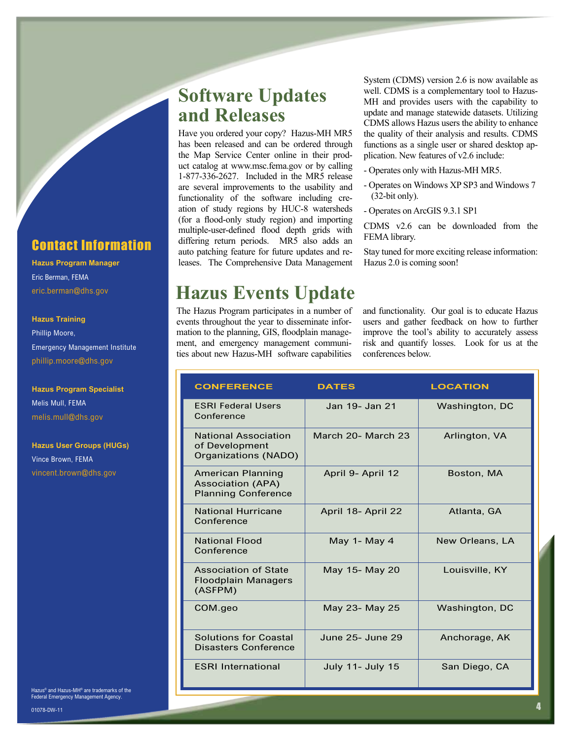## Software Updates and Releases

Have you ordered your copy? Hazus-MH MR5 has been released and can be ordered through the Map Service Center online in their product catalog at www.msc.fema.gov or by calling 1-877-336-2627. Included in the MR5 release are several improvements to the usability and functionality of the software including creation of study regions by HUC-8 watersheds (for a flood-only study region) and importing multiple-user-defined flood depth grids with differing return periods. MR5 also adds an auto patching feature for future updates and releases. The Comprehensive Data Management System (CDMS) version 2.6 is now available as well. CDMS is a complementary tool to Hazus-MH and provides users with the capability to update and manage statewide datasets. Utilizing CDMS allows Hazus users the ability to enhance the quality of their analysis and results. CDMS functions as a single user or shared desktop application. New features of v2.6 include:

- Operates only with Hazus-MH MR5.
- Operates on Windows XP SP3 and Windows 7 (32-bit only).
- Operates on ArcGIS 9.3.1 SP1

CDMS v2.6 can be downloaded from the FEMA library.

Stay tuned for more exciting release information: Hazus 2.0 is coming soon!

## Hazus Events Update

The Hazus Program participates in a number of events throughout the year to disseminate information to the planning, GIS, floodplain management, and emergency management communities about new Hazus-MH software capabilities and functionality. Our goal is to educate Hazus users and gather feedback on how to further improve the tool's ability to accurately assess risk and quantify losses. Look for us at the conferences below.

| CONFERENCE | DATES | LOCATION |
|---|---|---|
| ESRI Federal Users Conference | Jan 19- Jan 21 | Washington, DC |
| National Association of Development Organizations (NADO) | March 20- March 23 | Arlington, VA |
| American Planning Association (APA) Planning Conference | April 9- April 12 | Boston, MA |
| National Hurricane Conference | April 18- April 22 | Atlanta, GA |
| National Flood Conference | May 1- May 4 | New Orleans, LA |
| Association of State Floodplain Managers (ASFPM) | May 15- May 20 | Louisville, KY |
| COM.geo | May 23- May 25 | Washington, DC |
| Solutions for Coastal Disasters Conference | June 25- June 29 | Anchorage, AK |
| ESRI International | July 11- July 15 | San Diego, CA |

## Contact Information

**Hazus Program Manager**
Eric Berman, FEMA
eric.berman@dhs.gov

**Hazus Training**
Phillip Moore,
Emergency Management Institute
phillip.moore@dhs.gov

**Hazus Program Specialist**
Melis Mull, FEMA
melis.mull@dhs.gov

**Hazus User Groups (HUGs)**
Vince Brown, FEMA
vincent.brown@dhs.gov

Hazus® and Hazus-MH® are trademarks of the Federal Emergency Management Agency.

01078-DW-11